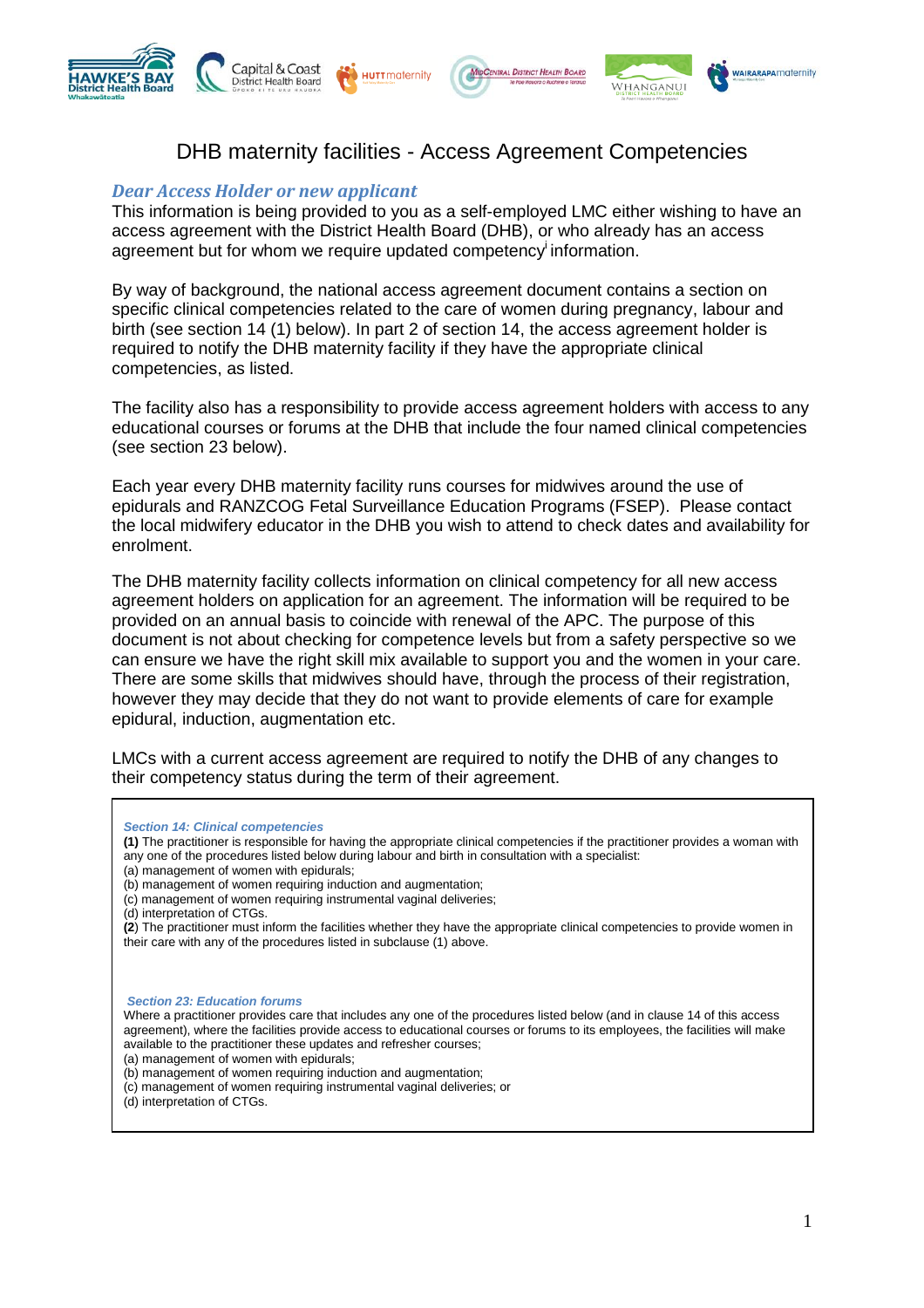# DHB maternity facilities - Access Agreement Competencies

## *Dear Access Holder or new applicant*

This information is being provided to you as a self-employed LMC either wishing to have an access agreement with the District Health Board (DHB), or who already has an access agreement but for whom we require updated competency[i] information.

By way of background, the national access agreement document contains a section on specific clinical competencies related to the care of women during pregnancy, labour and birth (see section 14 (1) below). In part 2 of section 14, the access agreement holder is required to notify the DHB maternity facility if they have the appropriate clinical competencies, as listed.

The facility also has a responsibility to provide access agreement holders with access to any educational courses or forums at the DHB that include the four named clinical competencies (see section 23 below).

Each year every DHB maternity facility runs courses for midwives around the use of epidurals and RANZCOG Fetal Surveillance Education Programs (FSEP). Please contact the local midwifery educator in the DHB you wish to attend to check dates and availability for enrolment.

The DHB maternity facility collects information on clinical competency for all new access agreement holders on application for an agreement. The information will be required to be provided on an annual basis to coincide with renewal of the APC. The purpose of this document is not about checking for competence levels but from a safety perspective so we can ensure we have the right skill mix available to support you and the women in your care. There are some skills that midwives should have, through the process of their registration, however they may decide that they do not want to provide elements of care for example epidural, induction, augmentation etc.

LMCs with a current access agreement are required to notify the DHB of any changes to their competency status during the term of their agreement.

***Section 14: Clinical competencies***

**(1)** The practitioner is responsible for having the appropriate clinical competencies if the practitioner provides a woman with any one of the procedures listed below during labour and birth in consultation with a specialist:

(a) management of women with epidurals;
(b) management of women requiring induction and augmentation;
(c) management of women requiring instrumental vaginal deliveries;
(d) interpretation of CTGs.

**(2)** The practitioner must inform the facilities whether they have the appropriate clinical competencies to provide women in their care with any of the procedures listed in subclause (1) above.

***Section 23: Education forums***

Where a practitioner provides care that includes any one of the procedures listed below (and in clause 14 of this access agreement), where the facilities provide access to educational courses or forums to its employees, the facilities will make available to the practitioner these updates and refresher courses;

(a) management of women with epidurals;
(b) management of women requiring induction and augmentation;
(c) management of women requiring instrumental vaginal deliveries; or
(d) interpretation of CTGs.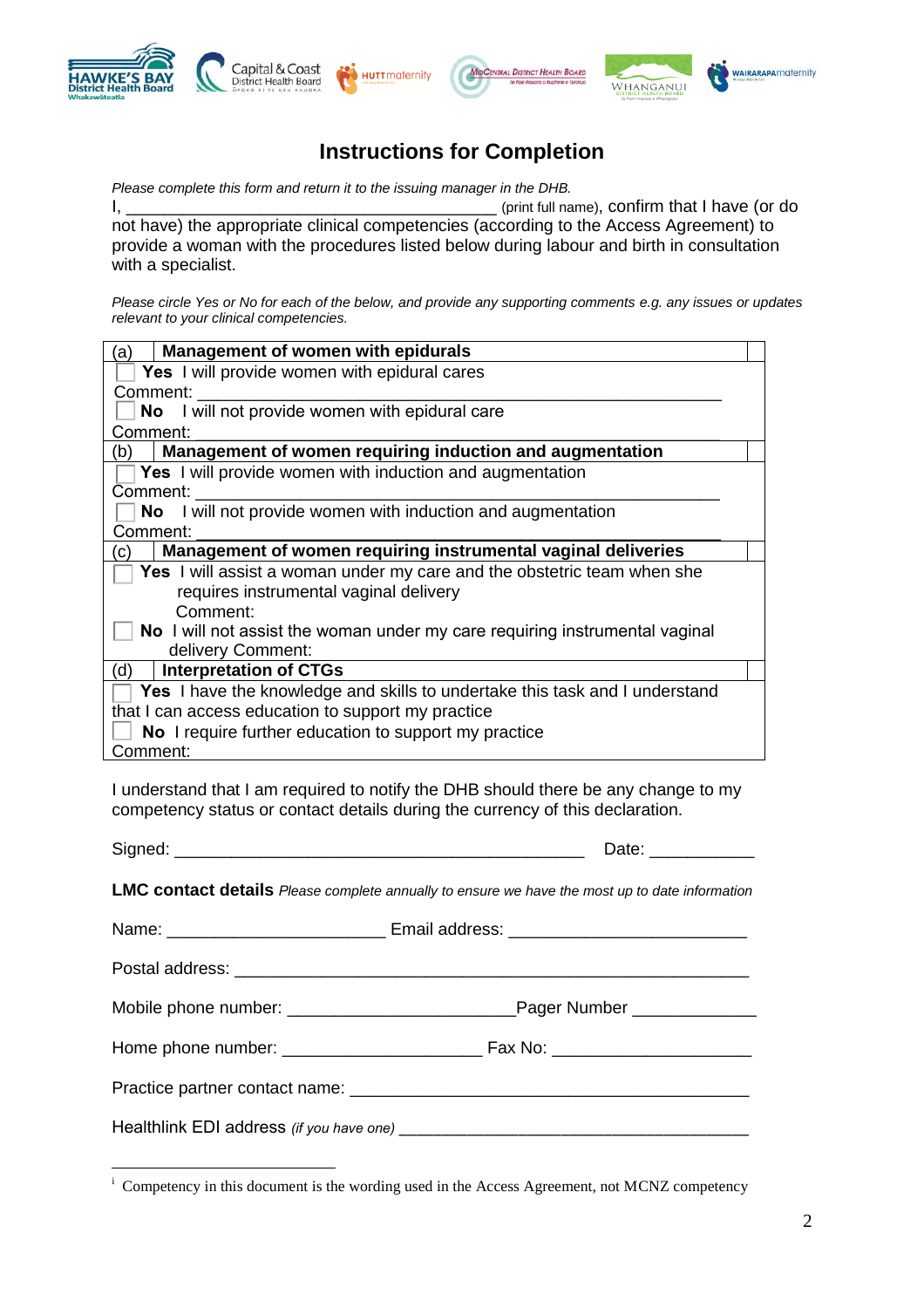# Instructions for Completion

*Please complete this form and return it to the issuing manager in the DHB.*

I, ________________________________________ (print full name), confirm that I have (or do not have) the appropriate clinical competencies (according to the Access Agreement) to provide a woman with the procedures listed below during labour and birth in consultation with a specialist.

*Please circle Yes or No for each of the below, and provide any supporting comments e.g. any issues or updates relevant to your clinical competencies.*

| | |
|---|---|
| (a) | **Management of women with epidurals** |
| ☐ **Yes** I will provide women with epidural cares<br>Comment: ________________________________________<br>☐ **No** I will not provide women with epidural care<br>Comment: | |
| (b) | **Management of women requiring induction and augmentation** |
| ☐ **Yes** I will provide women with induction and augmentation<br>Comment: ________________________________________<br>☐ **No** I will not provide women with induction and augmentation<br>Comment: ________________________________________ | |
| (c) | **Management of women requiring instrumental vaginal deliveries** |
| ☐ **Yes** I will assist a woman under my care and the obstetric team when she requires instrumental vaginal delivery<br>Comment:<br>☐ **No** I will not assist the woman under my care requiring instrumental vaginal delivery Comment: | |
| (d) | **Interpretation of CTGs** |
| ☐ **Yes** I have the knowledge and skills to undertake this task and I understand that I can access education to support my practice<br>☐ **No** I require further education to support my practice<br>Comment: | |

I understand that I am required to notify the DHB should there be any change to my competency status or contact details during the currency of this declaration.

Signed: ________________________________________ Date: ___________

**LMC contact details** *Please complete annually to ensure we have the most up to date information*

Name: ______________________ Email address: ________________________

Postal address: ____________________________________________________

Mobile phone number: ______________________ Pager Number _____________

Home phone number: ____________________ Fax No: ____________________

Practice partner contact name: ________________________________________

Healthlink EDI address *(if you have one)* ____________________________________

---

[i] Competency in this document is the wording used in the Access Agreement, not MCNZ competency